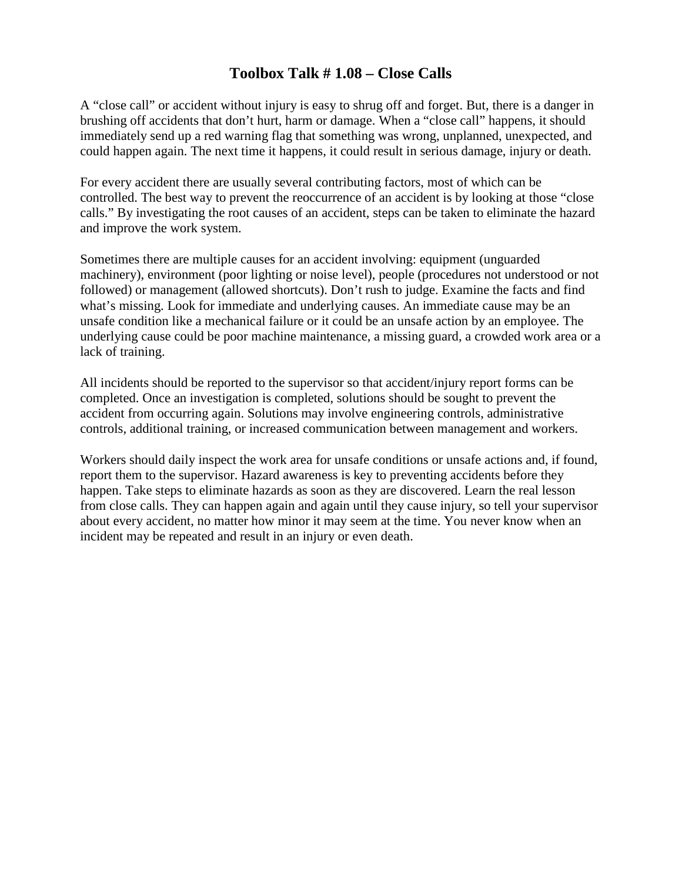# Toolbox Talk # 1.08 – Close Calls

A "close call" or accident without injury is easy to shrug off and forget. But, there is a danger in brushing off accidents that don't hurt, harm or damage. When a "close call" happens, it should immediately send up a red warning flag that something was wrong, unplanned, unexpected, and could happen again. The next time it happens, it could result in serious damage, injury or death.

For every accident there are usually several contributing factors, most of which can be controlled. The best way to prevent the reoccurrence of an accident is by looking at those "close calls." By investigating the root causes of an accident, steps can be taken to eliminate the hazard and improve the work system.

Sometimes there are multiple causes for an accident involving: equipment (unguarded machinery), environment (poor lighting or noise level), people (procedures not understood or not followed) or management (allowed shortcuts). Don't rush to judge. Examine the facts and find what's missing. Look for immediate and underlying causes. An immediate cause may be an unsafe condition like a mechanical failure or it could be an unsafe action by an employee. The underlying cause could be poor machine maintenance, a missing guard, a crowded work area or a lack of training.

All incidents should be reported to the supervisor so that accident/injury report forms can be completed. Once an investigation is completed, solutions should be sought to prevent the accident from occurring again. Solutions may involve engineering controls, administrative controls, additional training, or increased communication between management and workers.

Workers should daily inspect the work area for unsafe conditions or unsafe actions and, if found, report them to the supervisor. Hazard awareness is key to preventing accidents before they happen. Take steps to eliminate hazards as soon as they are discovered. Learn the real lesson from close calls. They can happen again and again until they cause injury, so tell your supervisor about every accident, no matter how minor it may seem at the time. You never know when an incident may be repeated and result in an injury or even death.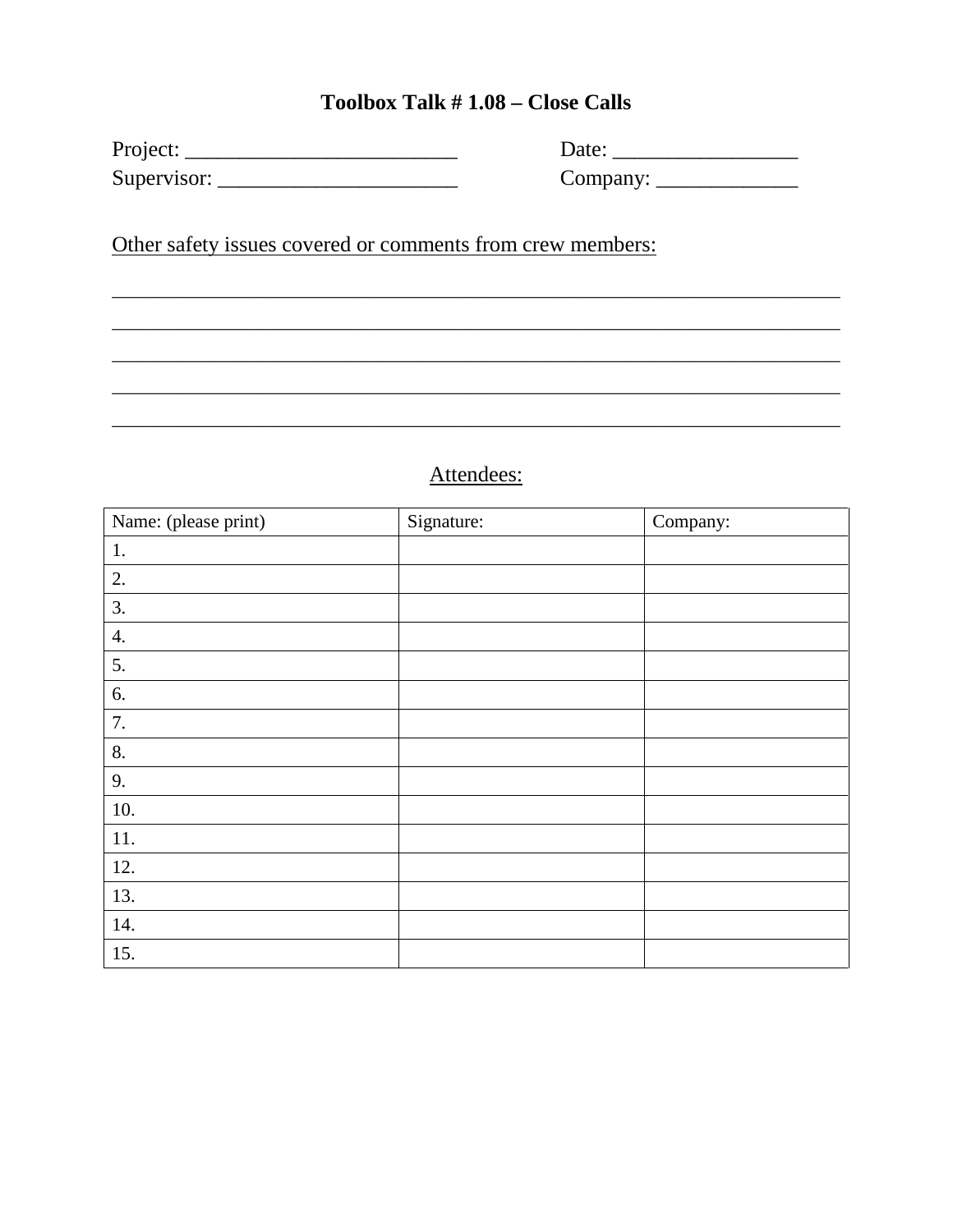**Toolbox Talk # 1.08 – Close Calls**

Project: _________________________ Date: _________________

Supervisor: ______________________ Company: _____________

Other safety issues covered or comments from crew members:

____________________________________________________________________________

____________________________________________________________________________

____________________________________________________________________________

____________________________________________________________________________

____________________________________________________________________________

Attendees:

| Name: (please print) | Signature: | Company: |
|---|---|---|
| 1. | | |
| 2. | | |
| 3. | | |
| 4. | | |
| 5. | | |
| 6. | | |
| 7. | | |
| 8. | | |
| 9. | | |
| 10. | | |
| 11. | | |
| 12. | | |
| 13. | | |
| 14. | | |
| 15. | | |